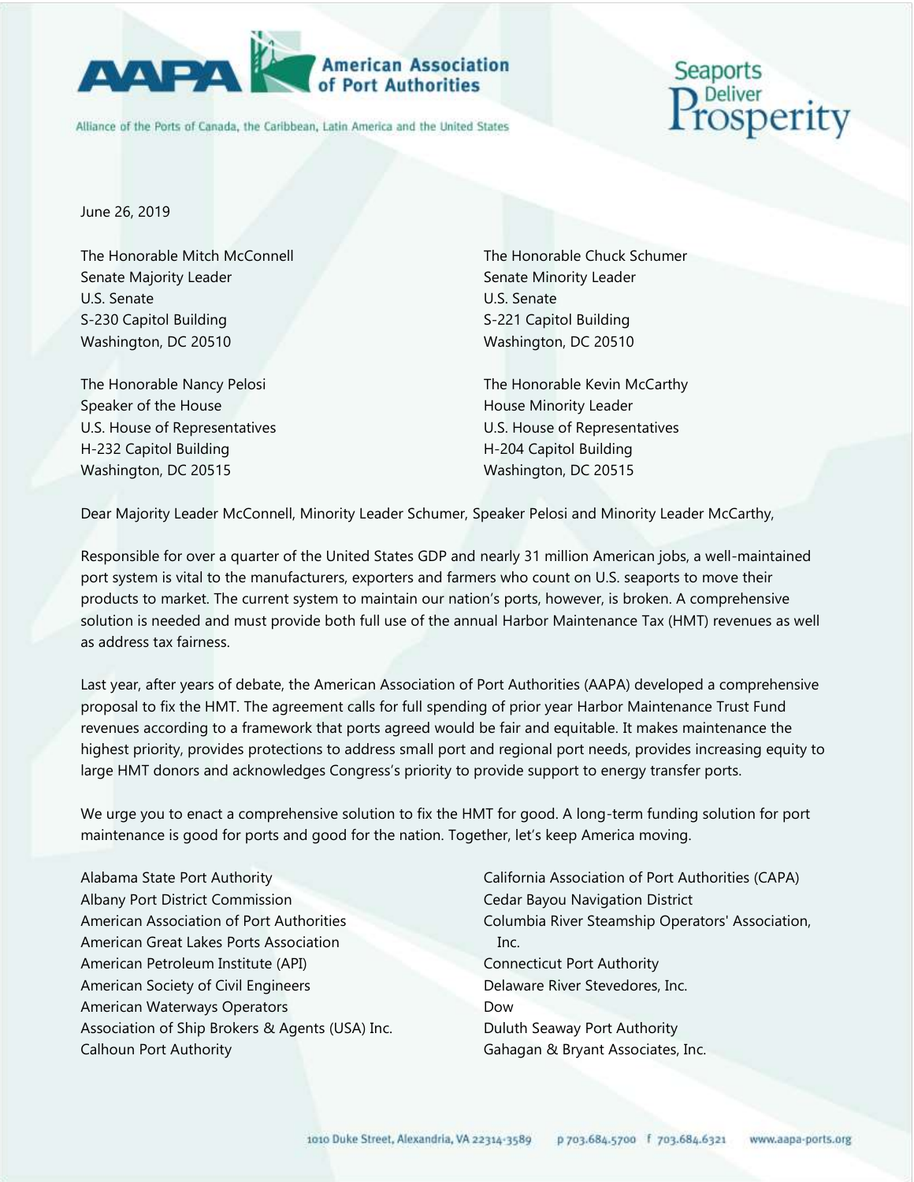June 26, 2019

The Honorable Mitch McConnell
Senate Majority Leader
U.S. Senate
S-230 Capitol Building
Washington, DC 20510

The Honorable Chuck Schumer
Senate Minority Leader
U.S. Senate
S-221 Capitol Building
Washington, DC 20510

The Honorable Nancy Pelosi
Speaker of the House
U.S. House of Representatives
H-232 Capitol Building
Washington, DC 20515

The Honorable Kevin McCarthy
House Minority Leader
U.S. House of Representatives
H-204 Capitol Building
Washington, DC 20515

Dear Majority Leader McConnell, Minority Leader Schumer, Speaker Pelosi and Minority Leader McCarthy,

Responsible for over a quarter of the United States GDP and nearly 31 million American jobs, a well-maintained port system is vital to the manufacturers, exporters and farmers who count on U.S. seaports to move their products to market. The current system to maintain our nation's ports, however, is broken. A comprehensive solution is needed and must provide both full use of the annual Harbor Maintenance Tax (HMT) revenues as well as address tax fairness.

Last year, after years of debate, the American Association of Port Authorities (AAPA) developed a comprehensive proposal to fix the HMT. The agreement calls for full spending of prior year Harbor Maintenance Trust Fund revenues according to a framework that ports agreed would be fair and equitable. It makes maintenance the highest priority, provides protections to address small port and regional port needs, provides increasing equity to large HMT donors and acknowledges Congress's priority to provide support to energy transfer ports.

We urge you to enact a comprehensive solution to fix the HMT for good. A long-term funding solution for port maintenance is good for ports and good for the nation. Together, let's keep America moving.

Alabama State Port Authority
Albany Port District Commission
American Association of Port Authorities
American Great Lakes Ports Association
American Petroleum Institute (API)
American Society of Civil Engineers
American Waterways Operators
Association of Ship Brokers & Agents (USA) Inc.
Calhoun Port Authority
California Association of Port Authorities (CAPA)
Cedar Bayou Navigation District
Columbia River Steamship Operators' Association, Inc.
Connecticut Port Authority
Delaware River Stevedores, Inc.
Dow
Duluth Seaway Port Authority
Gahagan & Bryant Associates, Inc.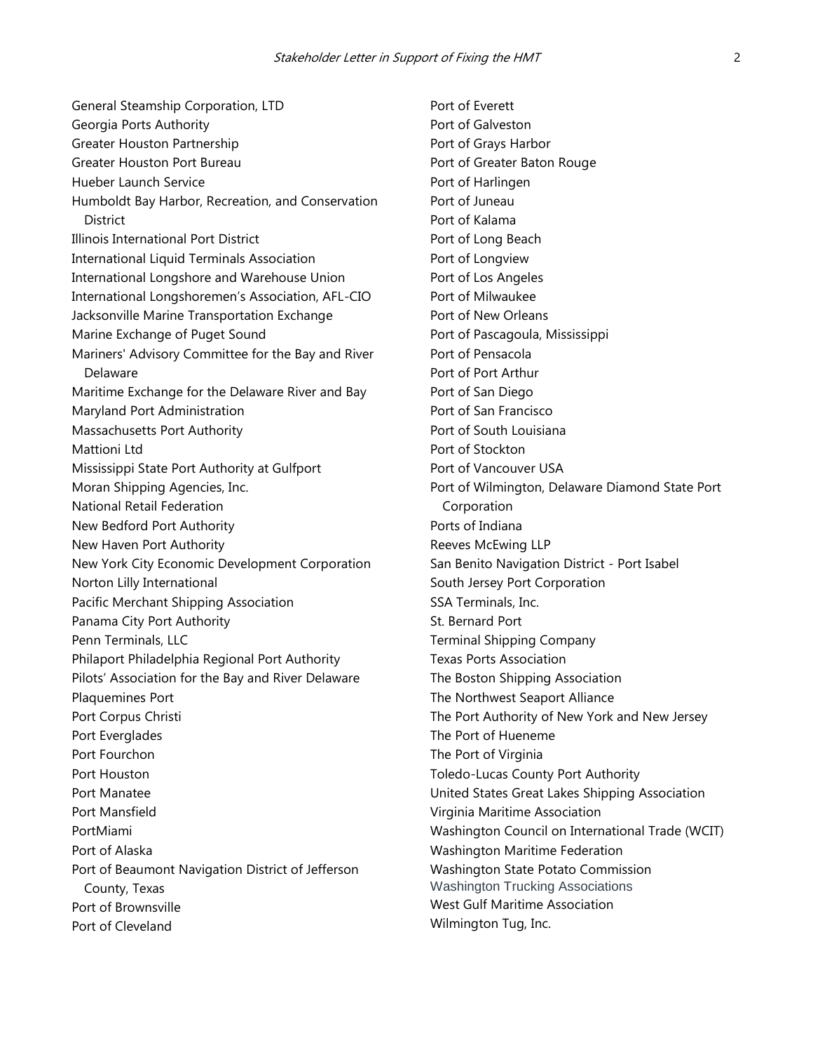General Steamship Corporation, LTD
Georgia Ports Authority
Greater Houston Partnership
Greater Houston Port Bureau
Hueber Launch Service
Humboldt Bay Harbor, Recreation, and Conservation District
Illinois International Port District
International Liquid Terminals Association
International Longshore and Warehouse Union
International Longshoremen's Association, AFL-CIO
Jacksonville Marine Transportation Exchange
Marine Exchange of Puget Sound
Mariners' Advisory Committee for the Bay and River Delaware
Maritime Exchange for the Delaware River and Bay
Maryland Port Administration
Massachusetts Port Authority
Mattioni Ltd
Mississippi State Port Authority at Gulfport
Moran Shipping Agencies, Inc.
National Retail Federation
New Bedford Port Authority
New Haven Port Authority
New York City Economic Development Corporation
Norton Lilly International
Pacific Merchant Shipping Association
Panama City Port Authority
Penn Terminals, LLC
Philaport Philadelphia Regional Port Authority
Pilots' Association for the Bay and River Delaware
Plaquemines Port
Port Corpus Christi
Port Everglades
Port Fourchon
Port Houston
Port Manatee
Port Mansfield
PortMiami
Port of Alaska
Port of Beaumont Navigation District of Jefferson County, Texas
Port of Brownsville
Port of Cleveland
Port of Everett
Port of Galveston
Port of Grays Harbor
Port of Greater Baton Rouge
Port of Harlingen
Port of Juneau
Port of Kalama
Port of Long Beach
Port of Longview
Port of Los Angeles
Port of Milwaukee
Port of New Orleans
Port of Pascagoula, Mississippi
Port of Pensacola
Port of Port Arthur
Port of San Diego
Port of San Francisco
Port of South Louisiana
Port of Stockton
Port of Vancouver USA
Port of Wilmington, Delaware Diamond State Port Corporation
Ports of Indiana
Reeves McEwing LLP
San Benito Navigation District - Port Isabel
South Jersey Port Corporation
SSA Terminals, Inc.
St. Bernard Port
Terminal Shipping Company
Texas Ports Association
The Boston Shipping Association
The Northwest Seaport Alliance
The Port Authority of New York and New Jersey
The Port of Hueneme
The Port of Virginia
Toledo-Lucas County Port Authority
United States Great Lakes Shipping Association
Virginia Maritime Association
Washington Council on International Trade (WCIT)
Washington Maritime Federation
Washington State Potato Commission
Washington Trucking Associations
West Gulf Maritime Association
Wilmington Tug, Inc.